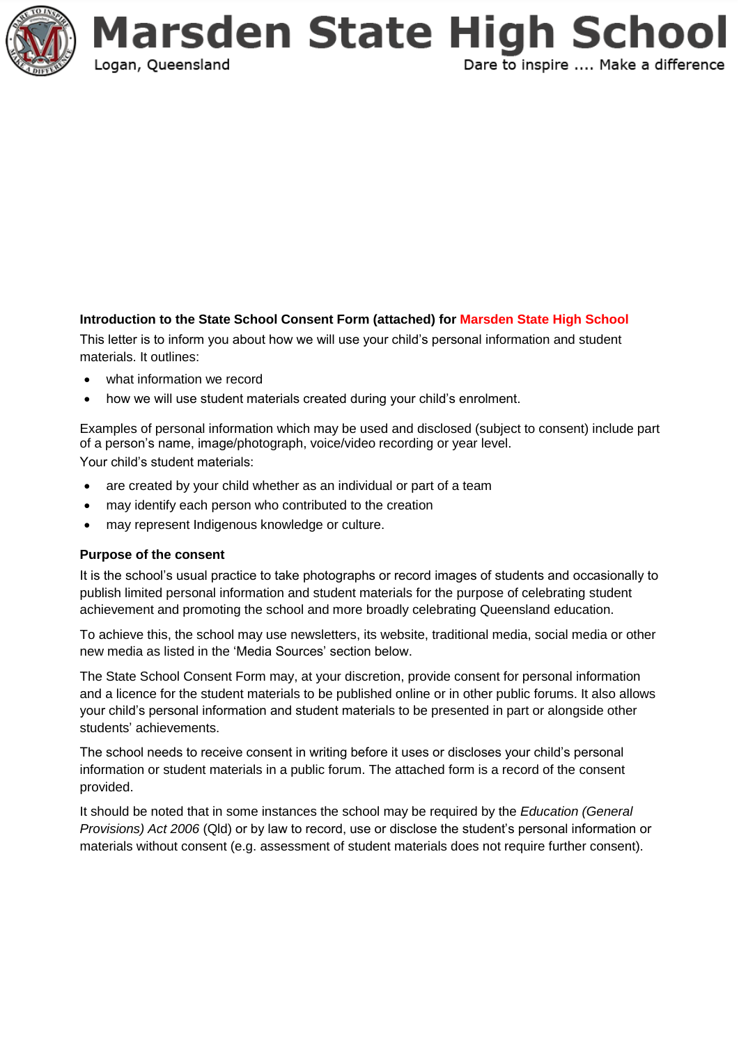# Marsden State High School

Logan, Queensland

Dare to inspire .... Make a difference

**Introduction to the State School Consent Form (attached) for Marsden State High School**

This letter is to inform you about how we will use your child's personal information and student materials. It outlines:

- what information we record
- how we will use student materials created during your child's enrolment.

Examples of personal information which may be used and disclosed (subject to consent) include part of a person's name, image/photograph, voice/video recording or year level.

Your child's student materials:

- are created by your child whether as an individual or part of a team
- may identify each person who contributed to the creation
- may represent Indigenous knowledge or culture.

**Purpose of the consent**

It is the school's usual practice to take photographs or record images of students and occasionally to publish limited personal information and student materials for the purpose of celebrating student achievement and promoting the school and more broadly celebrating Queensland education.

To achieve this, the school may use newsletters, its website, traditional media, social media or other new media as listed in the 'Media Sources' section below.

The State School Consent Form may, at your discretion, provide consent for personal information and a licence for the student materials to be published online or in other public forums. It also allows your child's personal information and student materials to be presented in part or alongside other students' achievements.

The school needs to receive consent in writing before it uses or discloses your child's personal information or student materials in a public forum. The attached form is a record of the consent provided.

It should be noted that in some instances the school may be required by the *Education (General Provisions) Act 2006* (Qld) or by law to record, use or disclose the student's personal information or materials without consent (e.g. assessment of student materials does not require further consent).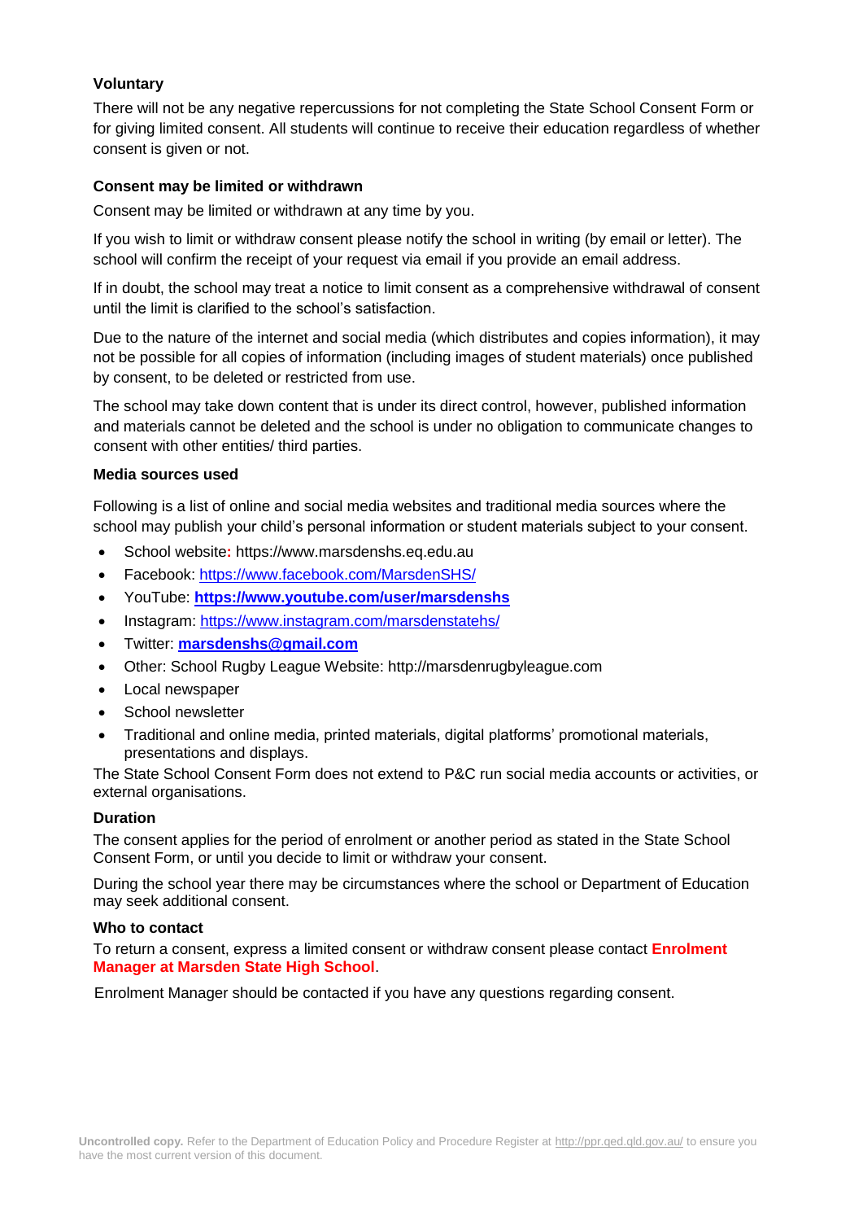**Voluntary**

There will not be any negative repercussions for not completing the State School Consent Form or for giving limited consent. All students will continue to receive their education regardless of whether consent is given or not.

**Consent may be limited or withdrawn**

Consent may be limited or withdrawn at any time by you.

If you wish to limit or withdraw consent please notify the school in writing (by email or letter). The school will confirm the receipt of your request via email if you provide an email address.

If in doubt, the school may treat a notice to limit consent as a comprehensive withdrawal of consent until the limit is clarified to the school's satisfaction.

Due to the nature of the internet and social media (which distributes and copies information), it may not be possible for all copies of information (including images of student materials) once published by consent, to be deleted or restricted from use.

The school may take down content that is under its direct control, however, published information and materials cannot be deleted and the school is under no obligation to communicate changes to consent with other entities/ third parties.

**Media sources used**

Following is a list of online and social media websites and traditional media sources where the school may publish your child's personal information or student materials subject to your consent.

- School website: https://www.marsdenshs.eq.edu.au
- Facebook: https://www.facebook.com/MarsdenSHS/
- YouTube: **https://www.youtube.com/user/marsdenshs**
- Instagram: https://www.instagram.com/marsdenstatehs/
- Twitter: **marsdenshs@gmail.com**
- Other: School Rugby League Website: http://marsdenrugbyleague.com
- Local newspaper
- School newsletter
- Traditional and online media, printed materials, digital platforms' promotional materials, presentations and displays.

The State School Consent Form does not extend to P&C run social media accounts or activities, or external organisations.

**Duration**

The consent applies for the period of enrolment or another period as stated in the State School Consent Form, or until you decide to limit or withdraw your consent.

During the school year there may be circumstances where the school or Department of Education may seek additional consent.

**Who to contact**

To return a consent, express a limited consent or withdraw consent please contact **Enrolment Manager at Marsden State High School**.

Enrolment Manager should be contacted if you have any questions regarding consent.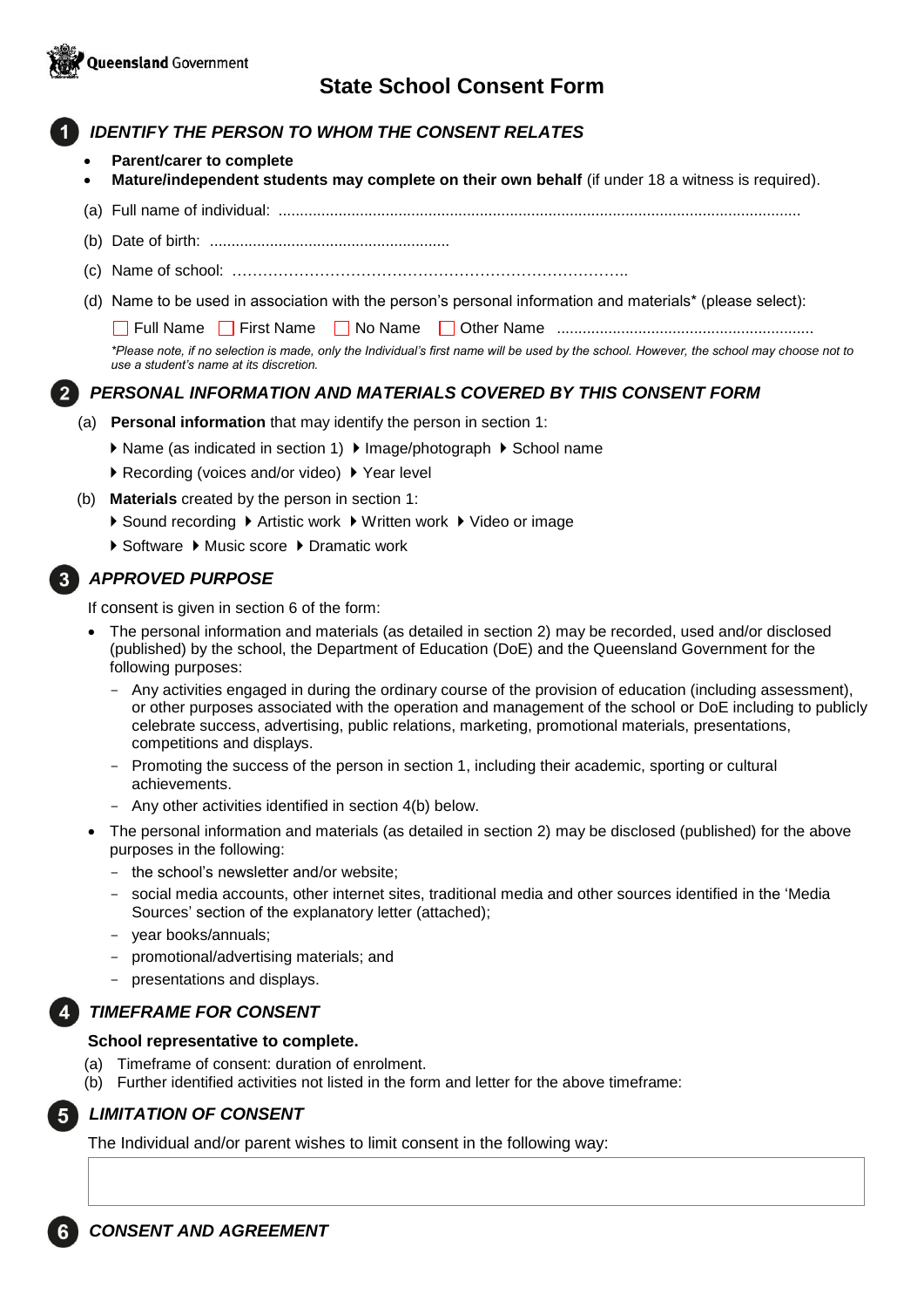Queensland Government

# State School Consent Form

## 1 IDENTIFY THE PERSON TO WHOM THE CONSENT RELATES

- **Parent/carer to complete**
- **Mature/independent students may complete on their own behalf** (if under 18 a witness is required).

(a) Full name of individual: ........................................................................................................................

(b) Date of birth: ........................................................

(c) Name of school: ……………………………………………………………………..

(d) Name to be used in association with the person's personal information and materials* (please select):

☐ Full Name ☐ First Name ☐ No Name ☐ Other Name ...........................................................

*\*Please note, if no selection is made, only the Individual's first name will be used by the school. However, the school may choose not to use a student's name at its discretion.*

## 2 PERSONAL INFORMATION AND MATERIALS COVERED BY THIS CONSENT FORM

(a) **Personal information** that may identify the person in section 1:

- Name (as indicated in section 1)
- Image/photograph
- School name
- Recording (voices and/or video)
- Year level

(b) **Materials** created by the person in section 1:

- Sound recording
- Artistic work
- Written work
- Video or image
- Software
- Music score
- Dramatic work

## 3 APPROVED PURPOSE

If consent is given in section 6 of the form:

- The personal information and materials (as detailed in section 2) may be recorded, used and/or disclosed (published) by the school, the Department of Education (DoE) and the Queensland Government for the following purposes:
  - Any activities engaged in during the ordinary course of the provision of education (including assessment), or other purposes associated with the operation and management of the school or DoE including to publicly celebrate success, advertising, public relations, marketing, promotional materials, presentations, competitions and displays.
  - Promoting the success of the person in section 1, including their academic, sporting or cultural achievements.
  - Any other activities identified in section 4(b) below.
- The personal information and materials (as detailed in section 2) may be disclosed (published) for the above purposes in the following:
  - the school's newsletter and/or website;
  - social media accounts, other internet sites, traditional media and other sources identified in the 'Media Sources' section of the explanatory letter (attached);
  - year books/annuals;
  - promotional/advertising materials; and
  - presentations and displays.

## 4 TIMEFRAME FOR CONSENT

**School representative to complete.**

(a) Timeframe of consent: duration of enrolment.

(b) Further identified activities not listed in the form and letter for the above timeframe:

## 5 LIMITATION OF CONSENT

The Individual and/or parent wishes to limit consent in the following way:

## 6 CONSENT AND AGREEMENT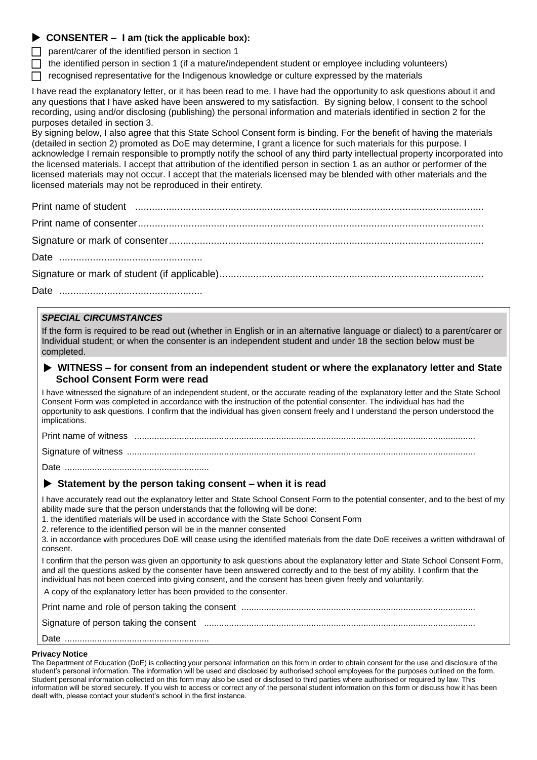### ▶ CONSENTER – I am (tick the applicable box):

- ☐ parent/carer of the identified person in section 1
- ☐ the identified person in section 1 (if a mature/independent student or employee including volunteers)
- ☐ recognised representative for the Indigenous knowledge or culture expressed by the materials

I have read the explanatory letter, or it has been read to me. I have had the opportunity to ask questions about it and any questions that I have asked have been answered to my satisfaction. By signing below, I consent to the school recording, using and/or disclosing (publishing) the personal information and materials identified in section 2 for the purposes detailed in section 3.

By signing below, I also agree that this State School Consent form is binding. For the benefit of having the materials (detailed in section 2) promoted as DoE may determine, I grant a licence for such materials for this purpose. I acknowledge I remain responsible to promptly notify the school of any third party intellectual property incorporated into the licensed materials. I accept that attribution of the identified person in section 1 as an author or performer of the licensed materials may not occur. I accept that the materials licensed may be blended with other materials and the licensed materials may not be reproduced in their entirety.

Print name of student ..........................................................................................................................

Print name of consenter..........................................................................................................................

Signature or mark of consenter..........................................................................................................................

Date ....................................................

Signature or mark of student (if applicable)..........................................................................................................................

Date ....................................................

***SPECIAL CIRCUMSTANCES***

If the form is required to be read out (whether in English or in an alternative language or dialect) to a parent/carer or Individual student; or when the consenter is an independent student and under 18 the section below must be completed.

### ▶ WITNESS – for consent from an independent student or where the explanatory letter and State School Consent Form were read

I have witnessed the signature of an independent student, or the accurate reading of the explanatory letter and the State School Consent Form was completed in accordance with the instruction of the potential consenter. The individual has had the opportunity to ask questions. I confirm that the individual has given consent freely and I understand the person understood the implications.

Print name of witness ..........................................................................................................................

Signature of witness ..........................................................................................................................

Date ..........................................................

### ▶ Statement by the person taking consent – when it is read

I have accurately read out the explanatory letter and State School Consent Form to the potential consenter, and to the best of my ability made sure that the person understands that the following will be done:

1. the identified materials will be used in accordance with the State School Consent Form
2. reference to the identified person will be in the manner consented
3. in accordance with procedures DoE will cease using the identified materials from the date DoE receives a written withdrawal of consent.

I confirm that the person was given an opportunity to ask questions about the explanatory letter and State School Consent Form, and all the questions asked by the consenter have been answered correctly and to the best of my ability. I confirm that the individual has not been coerced into giving consent, and the consent has been given freely and voluntarily.

A copy of the explanatory letter has been provided to the consenter.

Print name and role of person taking the consent ..........................................................................................

Signature of person taking the consent ..........................................................................................

Date ..........................................................

**Privacy Notice**

The Department of Education (DoE) is collecting your personal information on this form in order to obtain consent for the use and disclosure of the student's personal information. The information will be used and disclosed by authorised school employees for the purposes outlined on the form. Student personal information collected on this form may also be used or disclosed to third parties where authorised or required by law. This information will be stored securely. If you wish to access or correct any of the personal student information on this form or discuss how it has been dealt with, please contact your student's school in the first instance.